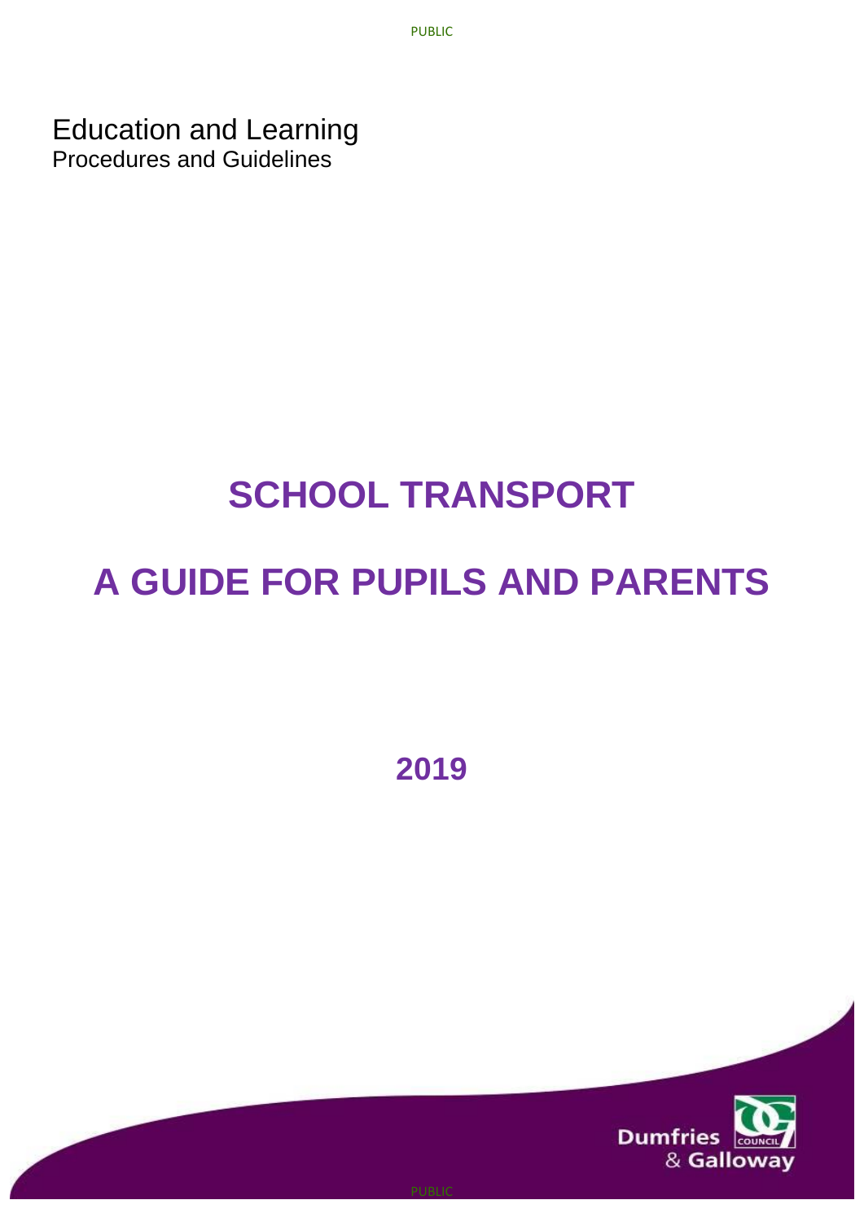Education and Learning
Procedures and Guidelines

# SCHOOL TRANSPORT

# A GUIDE FOR PUPILS AND PARENTS

## 2019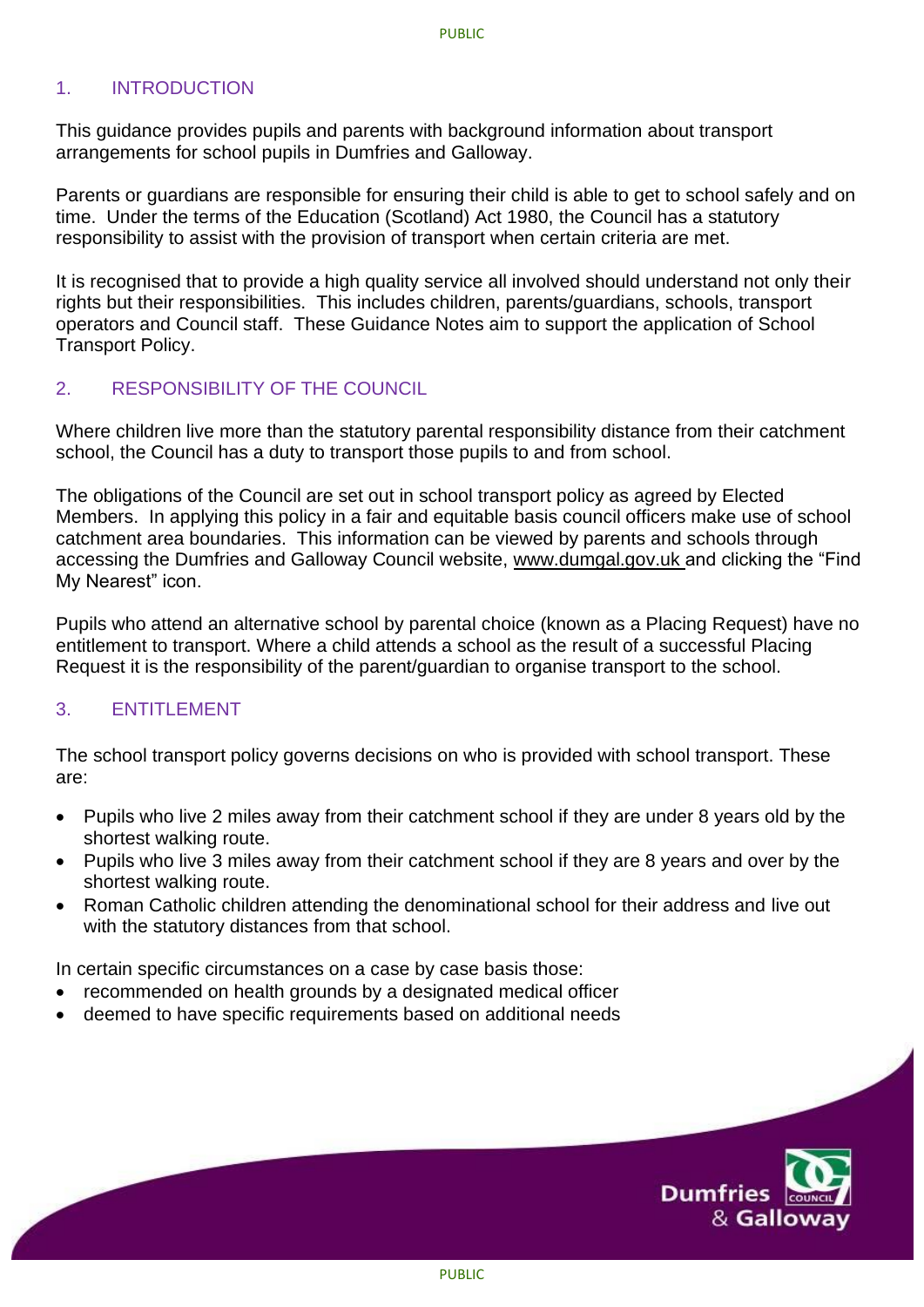## 1. INTRODUCTION

This guidance provides pupils and parents with background information about transport arrangements for school pupils in Dumfries and Galloway.

Parents or guardians are responsible for ensuring their child is able to get to school safely and on time. Under the terms of the Education (Scotland) Act 1980, the Council has a statutory responsibility to assist with the provision of transport when certain criteria are met.

It is recognised that to provide a high quality service all involved should understand not only their rights but their responsibilities. This includes children, parents/guardians, schools, transport operators and Council staff. These Guidance Notes aim to support the application of School Transport Policy.

## 2. RESPONSIBILITY OF THE COUNCIL

Where children live more than the statutory parental responsibility distance from their catchment school, the Council has a duty to transport those pupils to and from school.

The obligations of the Council are set out in school transport policy as agreed by Elected Members. In applying this policy in a fair and equitable basis council officers make use of school catchment area boundaries. This information can be viewed by parents and schools through accessing the Dumfries and Galloway Council website, www.dumgal.gov.uk and clicking the "Find My Nearest" icon.

Pupils who attend an alternative school by parental choice (known as a Placing Request) have no entitlement to transport. Where a child attends a school as the result of a successful Placing Request it is the responsibility of the parent/guardian to organise transport to the school.

## 3. ENTITLEMENT

The school transport policy governs decisions on who is provided with school transport. These are:

- Pupils who live 2 miles away from their catchment school if they are under 8 years old by the shortest walking route.
- Pupils who live 3 miles away from their catchment school if they are 8 years and over by the shortest walking route.
- Roman Catholic children attending the denominational school for their address and live out with the statutory distances from that school.

In certain specific circumstances on a case by case basis those:

- recommended on health grounds by a designated medical officer
- deemed to have specific requirements based on additional needs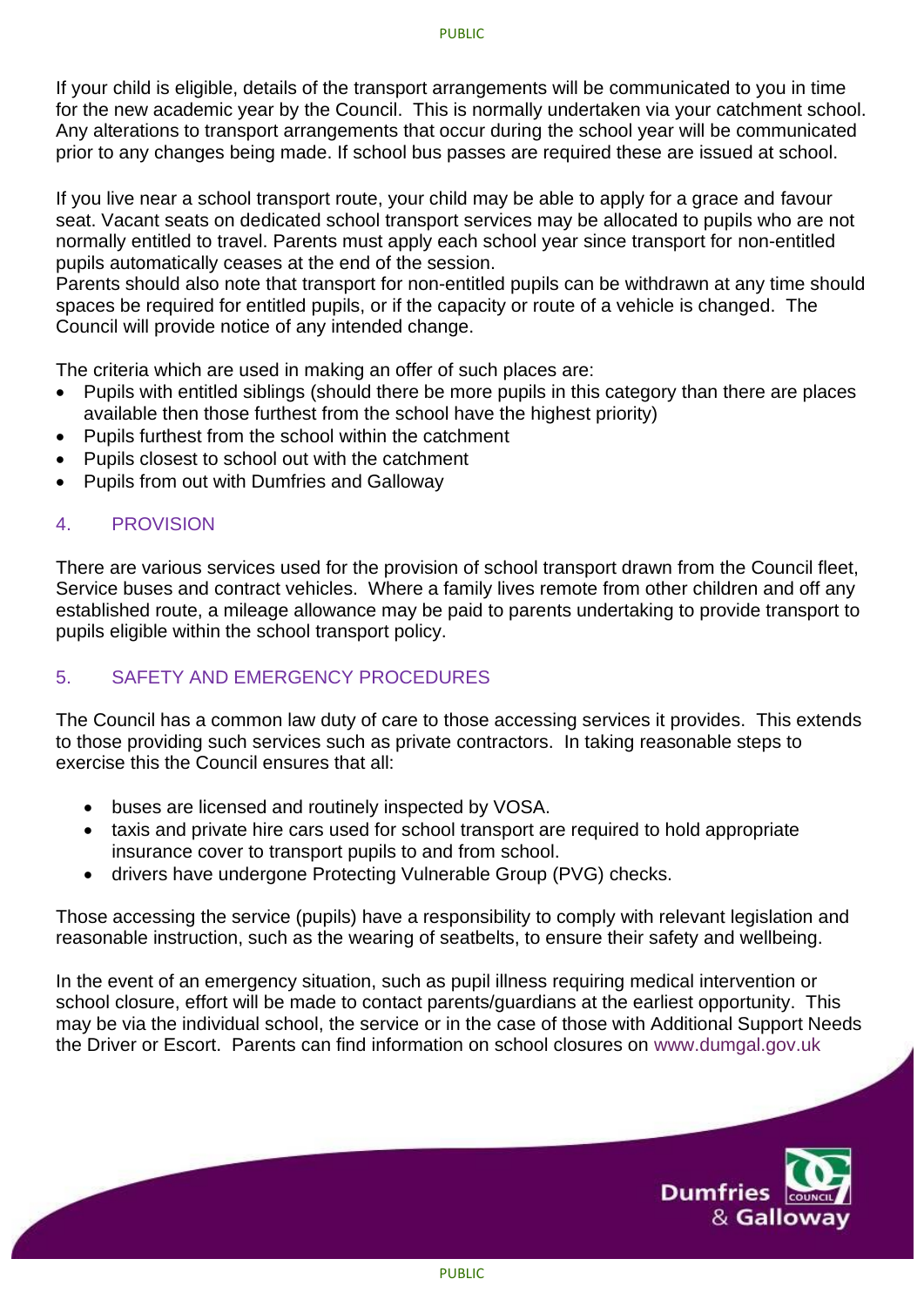If your child is eligible, details of the transport arrangements will be communicated to you in time for the new academic year by the Council. This is normally undertaken via your catchment school. Any alterations to transport arrangements that occur during the school year will be communicated prior to any changes being made. If school bus passes are required these are issued at school.

If you live near a school transport route, your child may be able to apply for a grace and favour seat. Vacant seats on dedicated school transport services may be allocated to pupils who are not normally entitled to travel. Parents must apply each school year since transport for non-entitled pupils automatically ceases at the end of the session.
Parents should also note that transport for non-entitled pupils can be withdrawn at any time should spaces be required for entitled pupils, or if the capacity or route of a vehicle is changed. The Council will provide notice of any intended change.

The criteria which are used in making an offer of such places are:

- Pupils with entitled siblings (should there be more pupils in this category than there are places available then those furthest from the school have the highest priority)
- Pupils furthest from the school within the catchment
- Pupils closest to school out with the catchment
- Pupils from out with Dumfries and Galloway

## 4. PROVISION

There are various services used for the provision of school transport drawn from the Council fleet, Service buses and contract vehicles. Where a family lives remote from other children and off any established route, a mileage allowance may be paid to parents undertaking to provide transport to pupils eligible within the school transport policy.

## 5. SAFETY AND EMERGENCY PROCEDURES

The Council has a common law duty of care to those accessing services it provides. This extends to those providing such services such as private contractors. In taking reasonable steps to exercise this the Council ensures that all:

- buses are licensed and routinely inspected by VOSA.
- taxis and private hire cars used for school transport are required to hold appropriate insurance cover to transport pupils to and from school.
- drivers have undergone Protecting Vulnerable Group (PVG) checks.

Those accessing the service (pupils) have a responsibility to comply with relevant legislation and reasonable instruction, such as the wearing of seatbelts, to ensure their safety and wellbeing.

In the event of an emergency situation, such as pupil illness requiring medical intervention or school closure, effort will be made to contact parents/guardians at the earliest opportunity. This may be via the individual school, the service or in the case of those with Additional Support Needs the Driver or Escort. Parents can find information on school closures on www.dumgal.gov.uk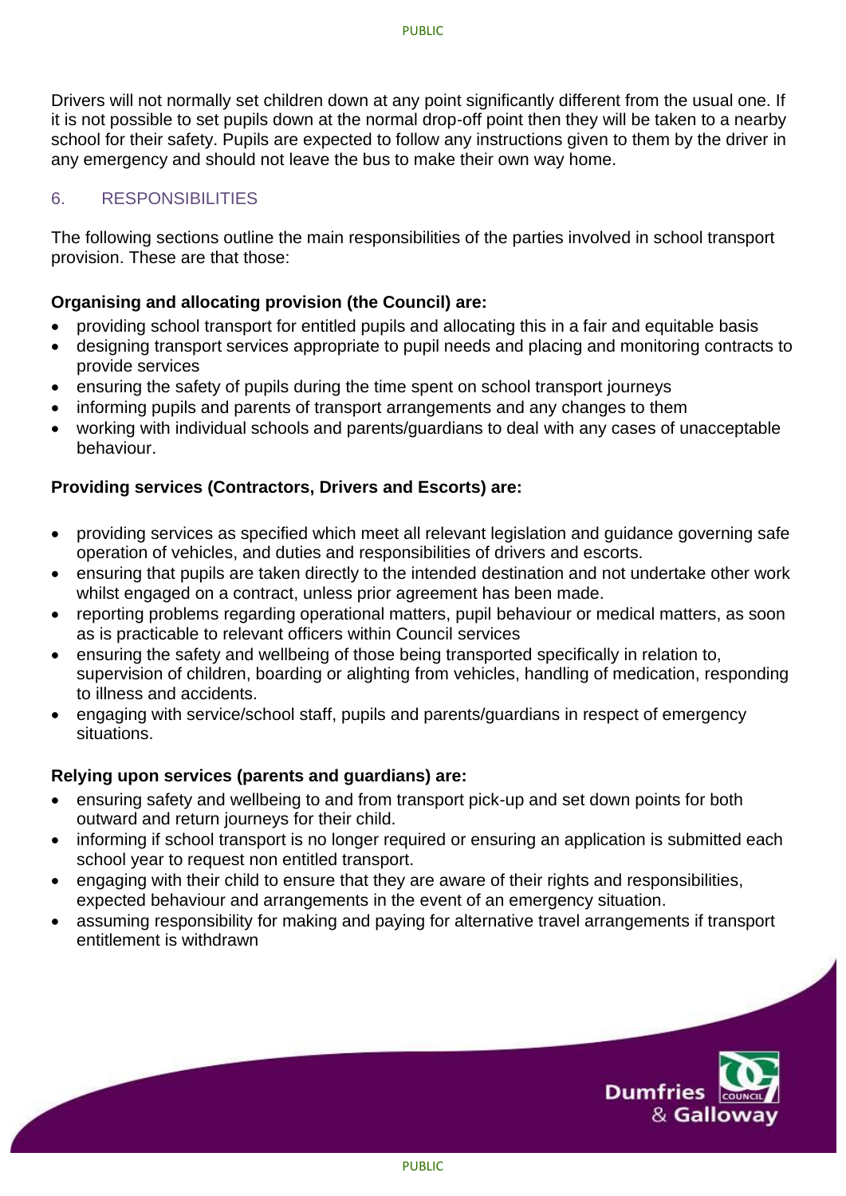Drivers will not normally set children down at any point significantly different from the usual one. If it is not possible to set pupils down at the normal drop-off point then they will be taken to a nearby school for their safety. Pupils are expected to follow any instructions given to them by the driver in any emergency and should not leave the bus to make their own way home.

## 6. RESPONSIBILITIES

The following sections outline the main responsibilities of the parties involved in school transport provision. These are that those:

**Organising and allocating provision (the Council) are:**

- providing school transport for entitled pupils and allocating this in a fair and equitable basis
- designing transport services appropriate to pupil needs and placing and monitoring contracts to provide services
- ensuring the safety of pupils during the time spent on school transport journeys
- informing pupils and parents of transport arrangements and any changes to them
- working with individual schools and parents/guardians to deal with any cases of unacceptable behaviour.

**Providing services (Contractors, Drivers and Escorts) are:**

- providing services as specified which meet all relevant legislation and guidance governing safe operation of vehicles, and duties and responsibilities of drivers and escorts.
- ensuring that pupils are taken directly to the intended destination and not undertake other work whilst engaged on a contract, unless prior agreement has been made.
- reporting problems regarding operational matters, pupil behaviour or medical matters, as soon as is practicable to relevant officers within Council services
- ensuring the safety and wellbeing of those being transported specifically in relation to, supervision of children, boarding or alighting from vehicles, handling of medication, responding to illness and accidents.
- engaging with service/school staff, pupils and parents/guardians in respect of emergency situations.

**Relying upon services (parents and guardians) are:**

- ensuring safety and wellbeing to and from transport pick-up and set down points for both outward and return journeys for their child.
- informing if school transport is no longer required or ensuring an application is submitted each school year to request non entitled transport.
- engaging with their child to ensure that they are aware of their rights and responsibilities, expected behaviour and arrangements in the event of an emergency situation.
- assuming responsibility for making and paying for alternative travel arrangements if transport entitlement is withdrawn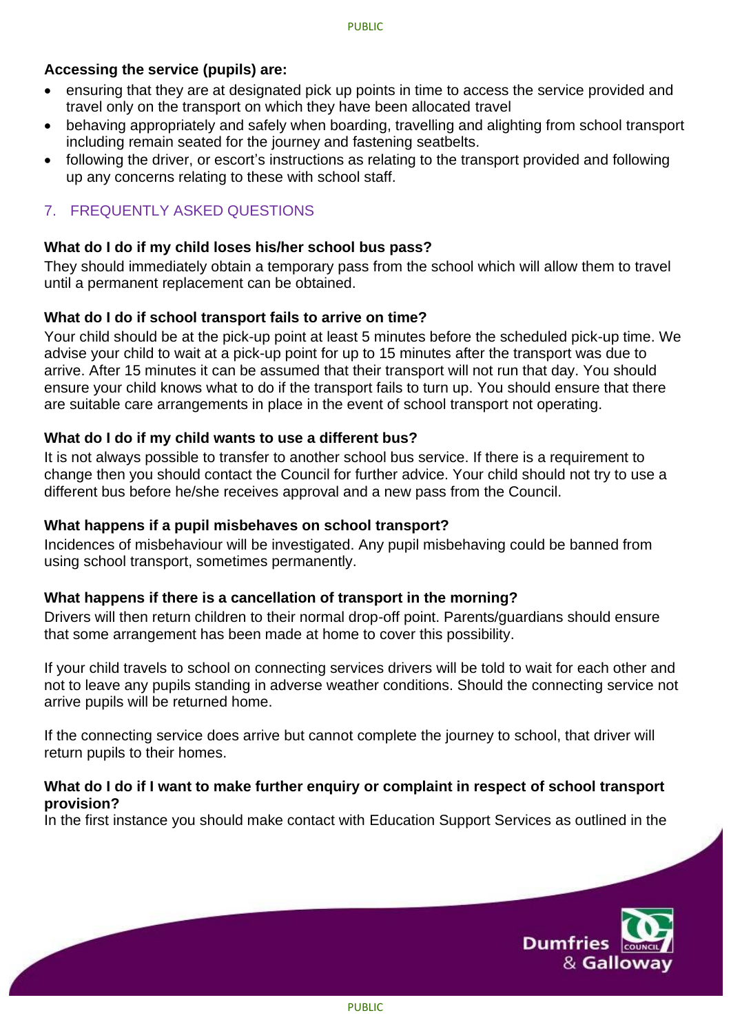**Accessing the service (pupils) are:**

- ensuring that they are at designated pick up points in time to access the service provided and travel only on the transport on which they have been allocated travel
- behaving appropriately and safely when boarding, travelling and alighting from school transport including remain seated for the journey and fastening seatbelts.
- following the driver, or escort's instructions as relating to the transport provided and following up any concerns relating to these with school staff.

## 7. FREQUENTLY ASKED QUESTIONS

**What do I do if my child loses his/her school bus pass?**

They should immediately obtain a temporary pass from the school which will allow them to travel until a permanent replacement can be obtained.

**What do I do if school transport fails to arrive on time?**

Your child should be at the pick-up point at least 5 minutes before the scheduled pick-up time. We advise your child to wait at a pick-up point for up to 15 minutes after the transport was due to arrive. After 15 minutes it can be assumed that their transport will not run that day. You should ensure your child knows what to do if the transport fails to turn up. You should ensure that there are suitable care arrangements in place in the event of school transport not operating.

**What do I do if my child wants to use a different bus?**

It is not always possible to transfer to another school bus service. If there is a requirement to change then you should contact the Council for further advice. Your child should not try to use a different bus before he/she receives approval and a new pass from the Council.

**What happens if a pupil misbehaves on school transport?**

Incidences of misbehaviour will be investigated. Any pupil misbehaving could be banned from using school transport, sometimes permanently.

**What happens if there is a cancellation of transport in the morning?**

Drivers will then return children to their normal drop-off point. Parents/guardians should ensure that some arrangement has been made at home to cover this possibility.

If your child travels to school on connecting services drivers will be told to wait for each other and not to leave any pupils standing in adverse weather conditions. Should the connecting service not arrive pupils will be returned home.

If the connecting service does arrive but cannot complete the journey to school, that driver will return pupils to their homes.

**What do I do if I want to make further enquiry or complaint in respect of school transport provision?**

In the first instance you should make contact with Education Support Services as outlined in the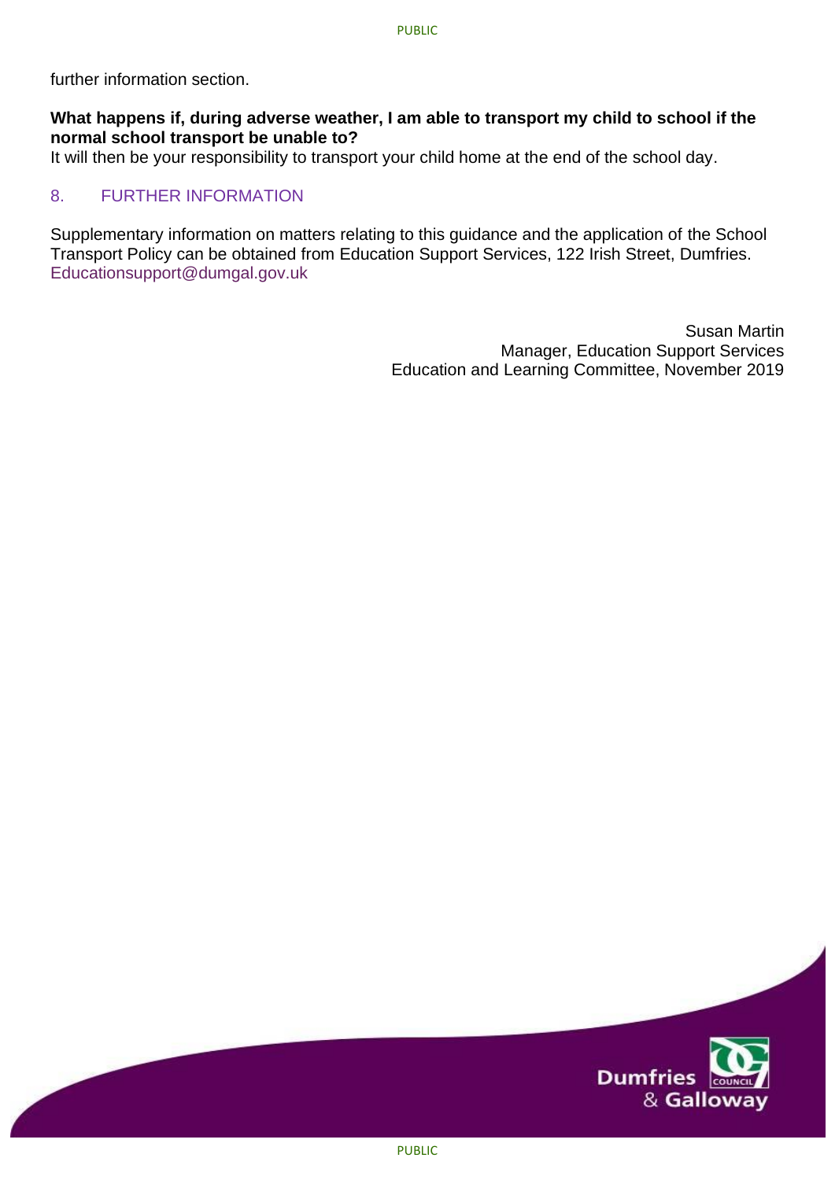further information section.

**What happens if, during adverse weather, I am able to transport my child to school if the normal school transport be unable to?**
It will then be your responsibility to transport your child home at the end of the school day.

## 8. FURTHER INFORMATION

Supplementary information on matters relating to this guidance and the application of the School Transport Policy can be obtained from Education Support Services, 122 Irish Street, Dumfries. Educationsupport@dumgal.gov.uk

Susan Martin
Manager, Education Support Services
Education and Learning Committee, November 2019